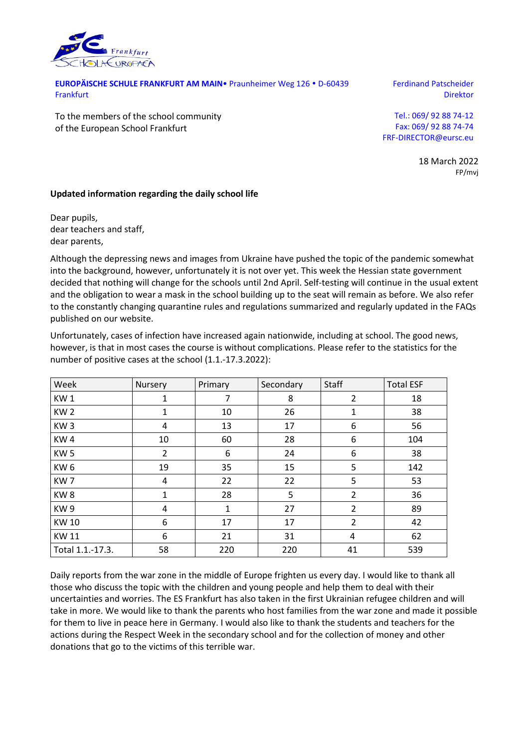**EUROPÄISCHE SCHULE FRANKFURT AM MAIN**• Praunheimer Weg 126 • D-60439 Frankfurt

Ferdinand Patscheider
Direktor

To the members of the school community
of the European School Frankfurt

Tel.: 069/ 92 88 74-12
Fax: 069/ 92 88 74-74
FRF-DIRECTOR@eursc.eu

18 March 2022
FP/mvj

**Updated information regarding the daily school life**

Dear pupils,
dear teachers and staff,
dear parents,

Although the depressing news and images from Ukraine have pushed the topic of the pandemic somewhat into the background, however, unfortunately it is not over yet. This week the Hessian state government decided that nothing will change for the schools until 2nd April. Self-testing will continue in the usual extent and the obligation to wear a mask in the school building up to the seat will remain as before. We also refer to the constantly changing quarantine rules and regulations summarized and regularly updated in the FAQs published on our website.

Unfortunately, cases of infection have increased again nationwide, including at school. The good news, however, is that in most cases the course is without complications. Please refer to the statistics for the number of positive cases at the school (1.1.-17.3.2022):

| Week | Nursery | Primary | Secondary | Staff | Total ESF |
|---|---|---|---|---|---|
| KW 1 | 1 | 7 | 8 | 2 | 18 |
| KW 2 | 1 | 10 | 26 | 1 | 38 |
| KW 3 | 4 | 13 | 17 | 6 | 56 |
| KW 4 | 10 | 60 | 28 | 6 | 104 |
| KW 5 | 2 | 6 | 24 | 6 | 38 |
| KW 6 | 19 | 35 | 15 | 5 | 142 |
| KW 7 | 4 | 22 | 22 | 5 | 53 |
| KW 8 | 1 | 28 | 5 | 2 | 36 |
| KW 9 | 4 | 1 | 27 | 2 | 89 |
| KW 10 | 6 | 17 | 17 | 2 | 42 |
| KW 11 | 6 | 21 | 31 | 4 | 62 |
| Total 1.1.-17.3. | 58 | 220 | 220 | 41 | 539 |

Daily reports from the war zone in the middle of Europe frighten us every day. I would like to thank all those who discuss the topic with the children and young people and help them to deal with their uncertainties and worries. The ES Frankfurt has also taken in the first Ukrainian refugee children and will take in more. We would like to thank the parents who host families from the war zone and made it possible for them to live in peace here in Germany. I would also like to thank the students and teachers for the actions during the Respect Week in the secondary school and for the collection of money and other donations that go to the victims of this terrible war.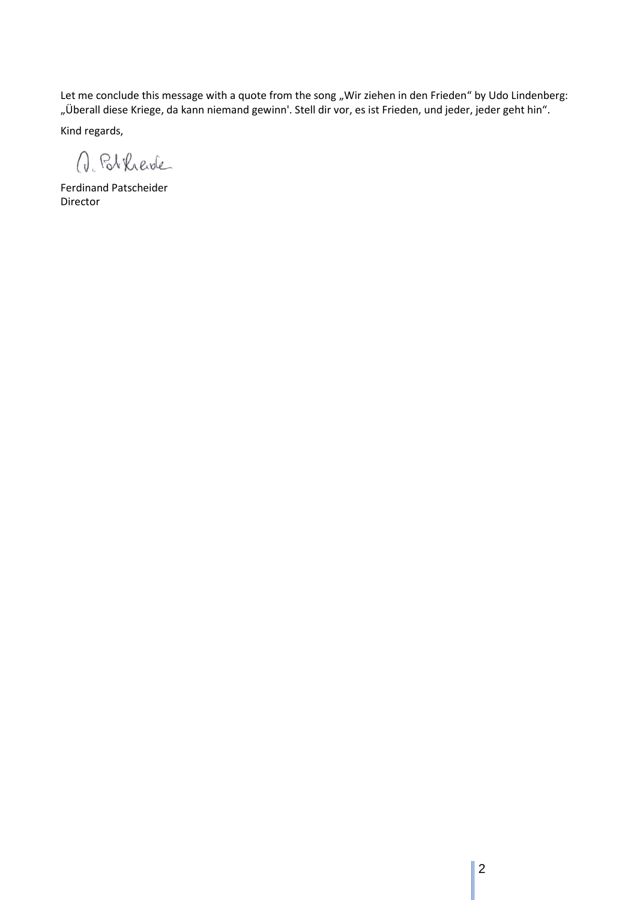Let me conclude this message with a quote from the song „Wir ziehen in den Frieden“ by Udo Lindenberg: „Überall diese Kriege, da kann niemand gewinn'. Stell dir vor, es ist Frieden, und jeder, jeder geht hin“.

Kind regards,

Ferdinand Patscheider
Director